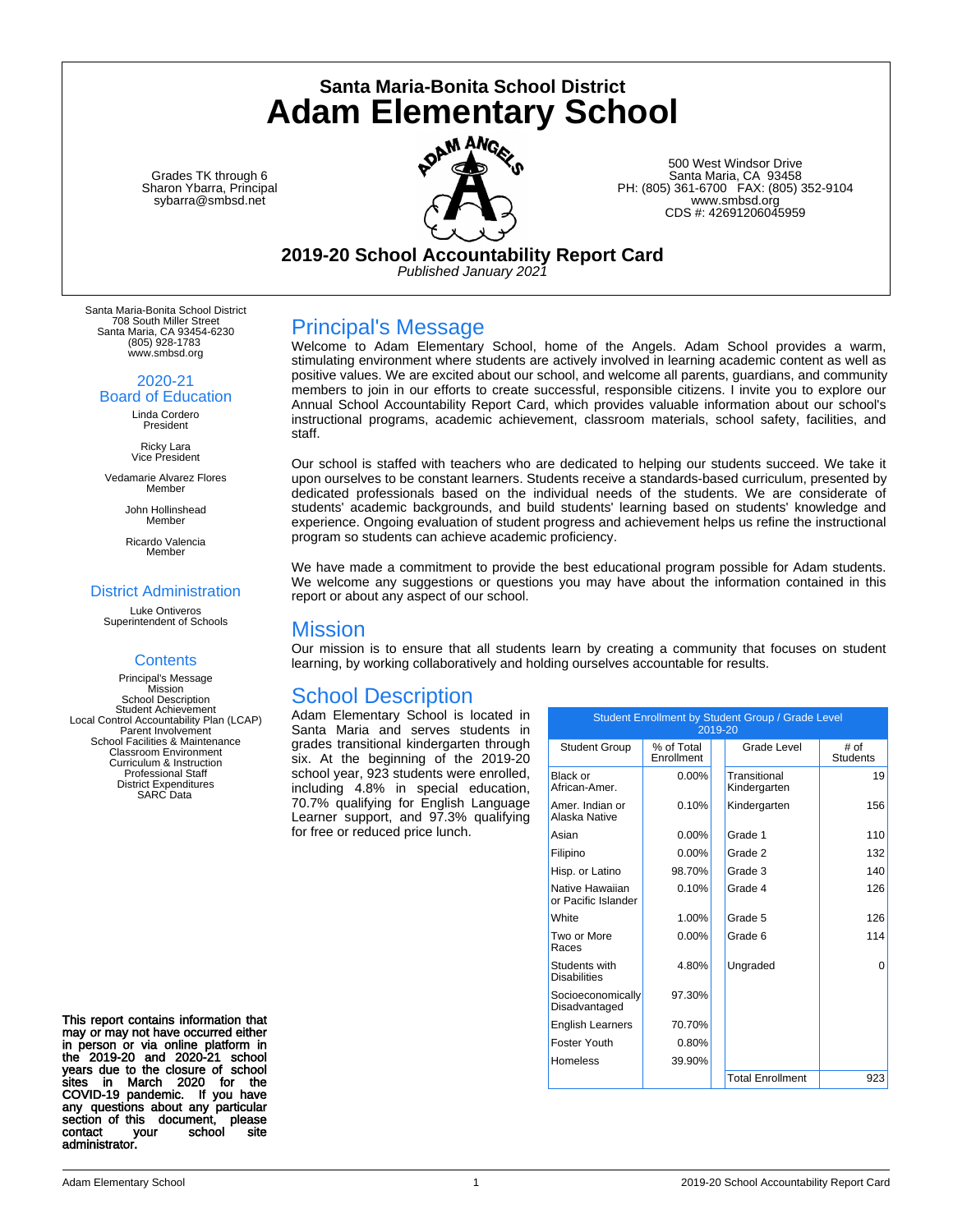# Santa Maria-Bonita School District
# Adam Elementary School

Grades TK through 6
Sharon Ybarra, Principal
sybarra@smbsd.net

500 West Windsor Drive
Santa Maria, CA 93458
PH: (805) 361-6700 FAX: (805) 352-9104
www.smbsd.org
CDS #: 42691206045959

## 2019-20 School Accountability Report Card

*Published January 2021*

Santa Maria-Bonita School District
708 South Miller Street
Santa Maria, CA 93454-6230
(805) 928-1783
www.smbsd.org

### 2020-21 Board of Education

Linda Cordero
President

Ricky Lara
Vice President

Vedamarie Alvarez Flores
Member

John Hollinshead
Member

Ricardo Valencia
Member

### District Administration

Luke Ontiveros
Superintendent of Schools

### Contents

Principal's Message
Mission
School Description
Student Achievement
Local Control Accountability Plan (LCAP)
Parent Involvement
School Facilities & Maintenance
Classroom Environment
Curriculum & Instruction
Professional Staff
District Expenditures
SARC Data

**This report contains information that may or may not have occurred either in person or via online platform in the 2019-20 and 2020-21 school years due to the closure of school sites in March 2020 for the COVID-19 pandemic. If you have any questions about any particular section of this document, please contact your school site administrator.**

## Principal's Message

Welcome to Adam Elementary School, home of the Angels. Adam School provides a warm, stimulating environment where students are actively involved in learning academic content as well as positive values. We are excited about our school, and welcome all parents, guardians, and community members to join in our efforts to create successful, responsible citizens. I invite you to explore our Annual School Accountability Report Card, which provides valuable information about our school's instructional programs, academic achievement, classroom materials, school safety, facilities, and staff.

Our school is staffed with teachers who are dedicated to helping our students succeed. We take it upon ourselves to be constant learners. Students receive a standards-based curriculum, presented by dedicated professionals based on the individual needs of the students. We are considerate of students' academic backgrounds, and build students' learning based on students' knowledge and experience. Ongoing evaluation of student progress and achievement helps us refine the instructional program so students can achieve academic proficiency.

We have made a commitment to provide the best educational program possible for Adam students. We welcome any suggestions or questions you may have about the information contained in this report or about any aspect of our school.

## Mission

Our mission is to ensure that all students learn by creating a community that focuses on student learning, by working collaboratively and holding ourselves accountable for results.

## School Description

Adam Elementary School is located in Santa Maria and serves students in grades transitional kindergarten through six. At the beginning of the 2019-20 school year, 923 students were enrolled, including 4.8% in special education, 70.7% qualifying for English Language Learner support, and 97.3% qualifying for free or reduced price lunch.

| Student Enrollment by Student Group / Grade Level 2019-20 | | | |
|---|---|---|---|
| Student Group | % of Total Enrollment | Grade Level | # of Students |
| Black or African-Amer. | 0.00% | Transitional Kindergarten | 19 |
| Amer. Indian or Alaska Native | 0.10% | Kindergarten | 156 |
| Asian | 0.00% | Grade 1 | 110 |
| Filipino | 0.00% | Grade 2 | 132 |
| Hisp. or Latino | 98.70% | Grade 3 | 140 |
| Native Hawaiian or Pacific Islander | 0.10% | Grade 4 | 126 |
| White | 1.00% | Grade 5 | 126 |
| Two or More Races | 0.00% | Grade 6 | 114 |
| Students with Disabilities | 4.80% | Ungraded | 0 |
| Socioeconomically Disadvantaged | 97.30% | | |
| English Learners | 70.70% | | |
| Foster Youth | 0.80% | | |
| Homeless | 39.90% | | |
| | | Total Enrollment | 923 |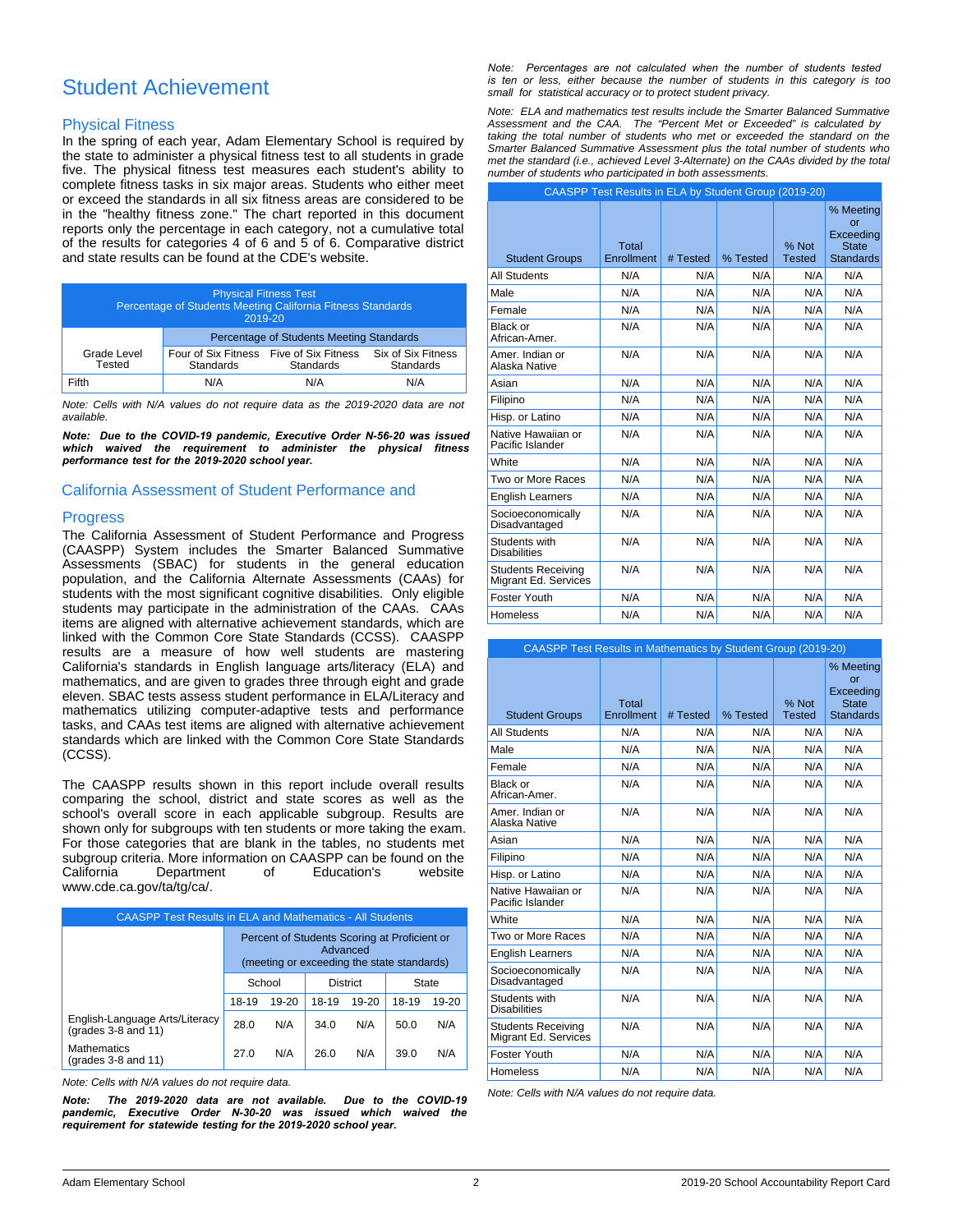# Student Achievement

## Physical Fitness

In the spring of each year, Adam Elementary School is required by the state to administer a physical fitness test to all students in grade five. The physical fitness test measures each student's ability to complete fitness tasks in six major areas. Students who either meet or exceed the standards in all six fitness areas are considered to be in the "healthy fitness zone." The chart reported in this document reports only the percentage in each category, not a cumulative total of the results for categories 4 of 6 and 5 of 6. Comparative district and state results can be found at the CDE's website.

| Physical Fitness Test Percentage of Students Meeting California Fitness Standards 2019-20 | | | |
|---|---|---|---|
| | Percentage of Students Meeting Standards | | |
| Grade Level Tested | Four of Six Fitness Standards | Five of Six Fitness Standards | Six of Six Fitness Standards |
| Fifth | N/A | N/A | N/A |

*Note: Cells with N/A values do not require data as the 2019-2020 data are not available.*

***Note: Due to the COVID-19 pandemic, Executive Order N-56-20 was issued which waived the requirement to administer the physical fitness performance test for the 2019-2020 school year.***

## California Assessment of Student Performance and Progress

The California Assessment of Student Performance and Progress (CAASPP) System includes the Smarter Balanced Summative Assessments (SBAC) for students in the general education population, and the California Alternate Assessments (CAAs) for students with the most significant cognitive disabilities. Only eligible students may participate in the administration of the CAAs. CAAs items are aligned with alternative achievement standards, which are linked with the Common Core State Standards (CCSS). CAASPP results are a measure of how well students are mastering California's standards in English language arts/literacy (ELA) and mathematics, and are given to grades three through eight and grade eleven. SBAC tests assess student performance in ELA/Literacy and mathematics utilizing computer-adaptive tests and performance tasks, and CAAs test items are aligned with alternative achievement standards which are linked with the Common Core State Standards (CCSS).

The CAASPP results shown in this report include overall results comparing the school, district and state scores as well as the school's overall score in each applicable subgroup. Results are shown only for subgroups with ten students or more taking the exam. For those categories that are blank in the tables, no students met subgroup criteria. More information on CAASPP can be found on the California Department of Education's website www.cde.ca.gov/ta/tg/ca/.

| CAASPP Test Results in ELA and Mathematics - All Students | | | | | | |
|---|---|---|---|---|---|---|
| | Percent of Students Scoring at Proficient or Advanced (meeting or exceeding the state standards) | | | | | |
| | School | | District | | State | |
| | 18-19 | 19-20 | 18-19 | 19-20 | 18-19 | 19-20 |
| English-Language Arts/Literacy (grades 3-8 and 11) | 28.0 | N/A | 34.0 | N/A | 50.0 | N/A |
| Mathematics (grades 3-8 and 11) | 27.0 | N/A | 26.0 | N/A | 39.0 | N/A |

*Note: Cells with N/A values do not require data.*

***Note: The 2019-2020 data are not available. Due to the COVID-19 pandemic, Executive Order N-30-20 was issued which waived the requirement for statewide testing for the 2019-2020 school year.***

*Note: Percentages are not calculated when the number of students tested is ten or less, either because the number of students in this category is too small for statistical accuracy or to protect student privacy.*

*Note: ELA and mathematics test results include the Smarter Balanced Summative Assessment and the CAA. The "Percent Met or Exceeded" is calculated by taking the total number of students who met or exceeded the standard on the Smarter Balanced Summative Assessment plus the total number of students who met the standard (i.e., achieved Level 3-Alternate) on the CAAs divided by the total number of students who participated in both assessments.*

| CAASPP Test Results in ELA by Student Group (2019-20) | | | | | |
|---|---|---|---|---|---|
| Student Groups | Total Enrollment | # Tested | % Tested | % Not Tested | % Meeting or Exceeding State Standards |
| All Students | N/A | N/A | N/A | N/A | N/A |
| Male | N/A | N/A | N/A | N/A | N/A |
| Female | N/A | N/A | N/A | N/A | N/A |
| Black or African-Amer. | N/A | N/A | N/A | N/A | N/A |
| Amer. Indian or Alaska Native | N/A | N/A | N/A | N/A | N/A |
| Asian | N/A | N/A | N/A | N/A | N/A |
| Filipino | N/A | N/A | N/A | N/A | N/A |
| Hisp. or Latino | N/A | N/A | N/A | N/A | N/A |
| Native Hawaiian or Pacific Islander | N/A | N/A | N/A | N/A | N/A |
| White | N/A | N/A | N/A | N/A | N/A |
| Two or More Races | N/A | N/A | N/A | N/A | N/A |
| English Learners | N/A | N/A | N/A | N/A | N/A |
| Socioeconomically Disadvantaged | N/A | N/A | N/A | N/A | N/A |
| Students with Disabilities | N/A | N/A | N/A | N/A | N/A |
| Students Receiving Migrant Ed. Services | N/A | N/A | N/A | N/A | N/A |
| Foster Youth | N/A | N/A | N/A | N/A | N/A |
| Homeless | N/A | N/A | N/A | N/A | N/A |

| CAASPP Test Results in Mathematics by Student Group (2019-20) | | | | | |
|---|---|---|---|---|---|
| Student Groups | Total Enrollment | # Tested | % Tested | % Not Tested | % Meeting or Exceeding State Standards |
| All Students | N/A | N/A | N/A | N/A | N/A |
| Male | N/A | N/A | N/A | N/A | N/A |
| Female | N/A | N/A | N/A | N/A | N/A |
| Black or African-Amer. | N/A | N/A | N/A | N/A | N/A |
| Amer. Indian or Alaska Native | N/A | N/A | N/A | N/A | N/A |
| Asian | N/A | N/A | N/A | N/A | N/A |
| Filipino | N/A | N/A | N/A | N/A | N/A |
| Hisp. or Latino | N/A | N/A | N/A | N/A | N/A |
| Native Hawaiian or Pacific Islander | N/A | N/A | N/A | N/A | N/A |
| White | N/A | N/A | N/A | N/A | N/A |
| Two or More Races | N/A | N/A | N/A | N/A | N/A |
| English Learners | N/A | N/A | N/A | N/A | N/A |
| Socioeconomically Disadvantaged | N/A | N/A | N/A | N/A | N/A |
| Students with Disabilities | N/A | N/A | N/A | N/A | N/A |
| Students Receiving Migrant Ed. Services | N/A | N/A | N/A | N/A | N/A |
| Foster Youth | N/A | N/A | N/A | N/A | N/A |
| Homeless | N/A | N/A | N/A | N/A | N/A |

*Note: Cells with N/A values do not require data.*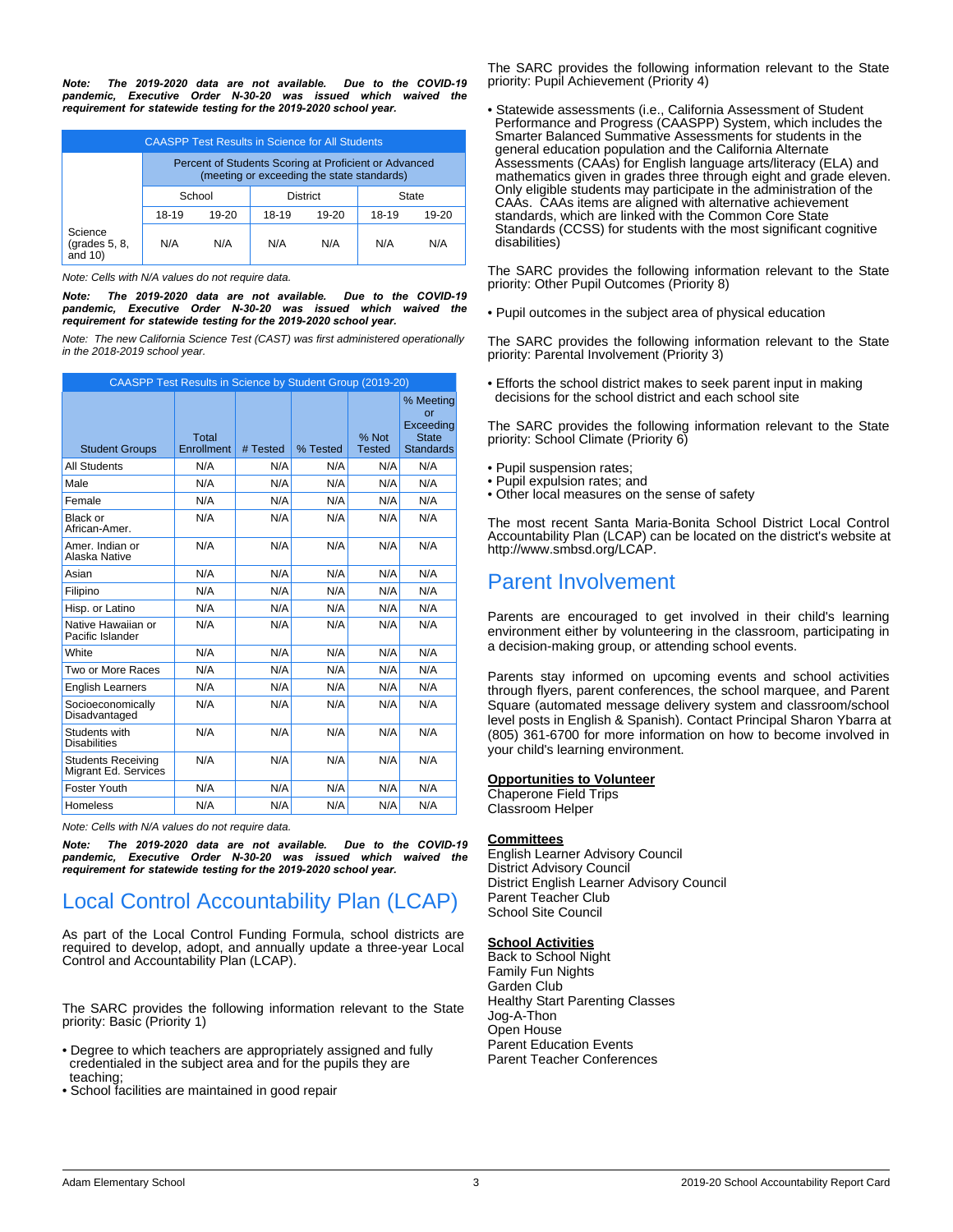***Note: The 2019-2020 data are not available. Due to the COVID-19 pandemic, Executive Order N-30-20 was issued which waived the requirement for statewide testing for the 2019-2020 school year.***

| CAASPP Test Results in Science for All Students | | | | | | |
|---|---|---|---|---|---|---|
| | Percent of Students Scoring at Proficient or Advanced (meeting or exceeding the state standards) | | | | | |
| | School | | District | | State | |
| | 18-19 | 19-20 | 18-19 | 19-20 | 18-19 | 19-20 |
| Science (grades 5, 8, and 10) | N/A | N/A | N/A | N/A | N/A | N/A |

*Note: Cells with N/A values do not require data.*

***Note: The 2019-2020 data are not available. Due to the COVID-19 pandemic, Executive Order N-30-20 was issued which waived the requirement for statewide testing for the 2019-2020 school year.***

*Note: The new California Science Test (CAST) was first administered operationally in the 2018-2019 school year.*

| CAASPP Test Results in Science by Student Group (2019-20) | | | | | |
|---|---|---|---|---|---|
| Student Groups | Total Enrollment | # Tested | % Tested | % Not Tested | % Meeting or Exceeding State Standards |
| All Students | N/A | N/A | N/A | N/A | N/A |
| Male | N/A | N/A | N/A | N/A | N/A |
| Female | N/A | N/A | N/A | N/A | N/A |
| Black or African-Amer. | N/A | N/A | N/A | N/A | N/A |
| Amer. Indian or Alaska Native | N/A | N/A | N/A | N/A | N/A |
| Asian | N/A | N/A | N/A | N/A | N/A |
| Filipino | N/A | N/A | N/A | N/A | N/A |
| Hisp. or Latino | N/A | N/A | N/A | N/A | N/A |
| Native Hawaiian or Pacific Islander | N/A | N/A | N/A | N/A | N/A |
| White | N/A | N/A | N/A | N/A | N/A |
| Two or More Races | N/A | N/A | N/A | N/A | N/A |
| English Learners | N/A | N/A | N/A | N/A | N/A |
| Socioeconomically Disadvantaged | N/A | N/A | N/A | N/A | N/A |
| Students with Disabilities | N/A | N/A | N/A | N/A | N/A |
| Students Receiving Migrant Ed. Services | N/A | N/A | N/A | N/A | N/A |
| Foster Youth | N/A | N/A | N/A | N/A | N/A |
| Homeless | N/A | N/A | N/A | N/A | N/A |

*Note: Cells with N/A values do not require data.*

***Note: The 2019-2020 data are not available. Due to the COVID-19 pandemic, Executive Order N-30-20 was issued which waived the requirement for statewide testing for the 2019-2020 school year.***

## Local Control Accountability Plan (LCAP)

As part of the Local Control Funding Formula, school districts are required to develop, adopt, and annually update a three-year Local Control and Accountability Plan (LCAP).

The SARC provides the following information relevant to the State priority: Basic (Priority 1)

- Degree to which teachers are appropriately assigned and fully credentialed in the subject area and for the pupils they are teaching;
- School facilities are maintained in good repair

The SARC provides the following information relevant to the State priority: Pupil Achievement (Priority 4)

- Statewide assessments (i.e., California Assessment of Student Performance and Progress (CAASPP) System, which includes the Smarter Balanced Summative Assessments for students in the general education population and the California Alternate Assessments (CAAs) for English language arts/literacy (ELA) and mathematics given in grades three through eight and grade eleven. Only eligible students may participate in the administration of the CAAs. CAAs items are aligned with alternative achievement standards, which are linked with the Common Core State Standards (CCSS) for students with the most significant cognitive disabilities)

The SARC provides the following information relevant to the State priority: Other Pupil Outcomes (Priority 8)

- Pupil outcomes in the subject area of physical education

The SARC provides the following information relevant to the State priority: Parental Involvement (Priority 3)

- Efforts the school district makes to seek parent input in making decisions for the school district and each school site

The SARC provides the following information relevant to the State priority: School Climate (Priority 6)

- Pupil suspension rates;
- Pupil expulsion rates; and
- Other local measures on the sense of safety

The most recent Santa Maria-Bonita School District Local Control Accountability Plan (LCAP) can be located on the district's website at http://www.smbsd.org/LCAP.

## Parent Involvement

Parents are encouraged to get involved in their child's learning environment either by volunteering in the classroom, participating in a decision-making group, or attending school events.

Parents stay informed on upcoming events and school activities through flyers, parent conferences, the school marquee, and Parent Square (automated message delivery system and classroom/school level posts in English & Spanish). Contact Principal Sharon Ybarra at (805) 361-6700 for more information on how to become involved in your child's learning environment.

**Opportunities to Volunteer**
Chaperone Field Trips
Classroom Helper

**Committees**
English Learner Advisory Council
District Advisory Council
District English Learner Advisory Council
Parent Teacher Club
School Site Council

**School Activities**
Back to School Night
Family Fun Nights
Garden Club
Healthy Start Parenting Classes
Jog-A-Thon
Open House
Parent Education Events
Parent Teacher Conferences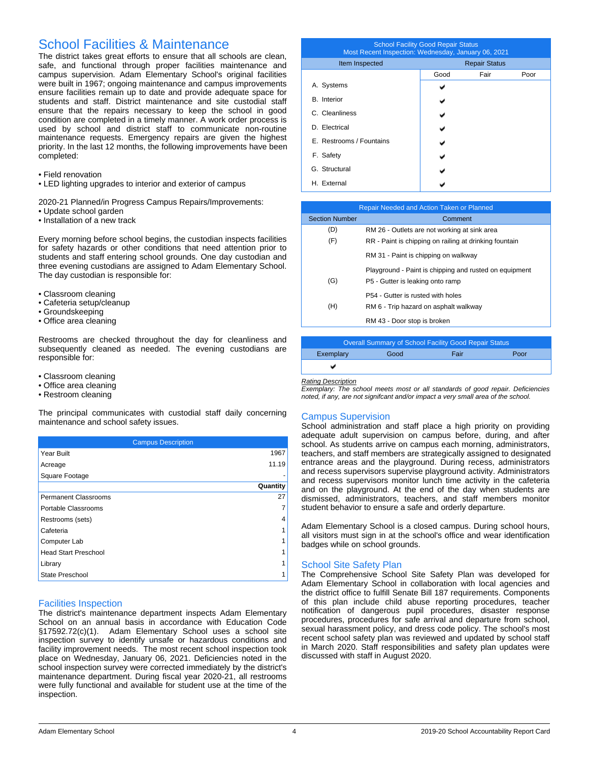## School Facilities & Maintenance

The district takes great efforts to ensure that all schools are clean, safe, and functional through proper facilities maintenance and campus supervision. Adam Elementary School's original facilities were built in 1967; ongoing maintenance and campus improvements ensure facilities remain up to date and provide adequate space for students and staff. District maintenance and site custodial staff ensure that the repairs necessary to keep the school in good condition are completed in a timely manner. A work order process is used by school and district staff to communicate non-routine maintenance requests. Emergency repairs are given the highest priority. In the last 12 months, the following improvements have been completed:

- Field renovation
- LED lighting upgrades to interior and exterior of campus

2020-21 Planned/in Progress Campus Repairs/Improvements:
- Update school garden
- Installation of a new track

Every morning before school begins, the custodian inspects facilities for safety hazards or other conditions that need attention prior to students and staff entering school grounds. One day custodian and three evening custodians are assigned to Adam Elementary School. The day custodian is responsible for:

- Classroom cleaning
- Cafeteria setup/cleanup
- Groundskeeping
- Office area cleaning

Restrooms are checked throughout the day for cleanliness and subsequently cleaned as needed. The evening custodians are responsible for:

- Classroom cleaning
- Office area cleaning
- Restroom cleaning

The principal communicates with custodial staff daily concerning maintenance and school safety issues.

| Campus Description | |
|---|---|
| Year Built | 1967 |
| Acreage | 11.19 |
| Square Footage | - |
| | **Quantity** |
| Permanent Classrooms | 27 |
| Portable Classrooms | 7 |
| Restrooms (sets) | 4 |
| Cafeteria | 1 |
| Computer Lab | 1 |
| Head Start Preschool | 1 |
| Library | 1 |
| State Preschool | 1 |

### Facilities Inspection

The district's maintenance department inspects Adam Elementary School on an annual basis in accordance with Education Code §17592.72(c)(1). Adam Elementary School uses a school site inspection survey to identify unsafe or hazardous conditions and facility improvement needs. The most recent school inspection took place on Wednesday, January 06, 2021. Deficiencies noted in the school inspection survey were corrected immediately by the district's maintenance department. During fiscal year 2020-21, all restrooms were fully functional and available for student use at the time of the inspection.

| School Facility Good Repair Status<br>Most Recent Inspection: Wednesday, January 06, 2021 | | | |
|---|---|---|---|
| Item Inspected | Repair Status | | |
| | Good | Fair | Poor |
| A. Systems | ✔ | | |
| B. Interior | ✔ | | |
| C. Cleanliness | ✔ | | |
| D. Electrical | ✔ | | |
| E. Restrooms / Fountains | ✔ | | |
| F. Safety | ✔ | | |
| G. Structural | ✔ | | |
| H. External | ✔ | | |

| Repair Needed and Action Taken or Planned | |
|---|---|
| Section Number | Comment |
| (D) | RM 26 - Outlets are not working at sink area |
| (F) | RR - Paint is chipping on railing at drinking fountain |
| | RM 31 - Paint is chipping on walkway |
| | Playground - Paint is chipping and rusted on equipment |
| (G) | P5 - Gutter is leaking onto ramp |
| | P54 - Gutter is rusted with holes |
| (H) | RM 6 - Trip hazard on asphalt walkway |
| | RM 43 - Door stop is broken |

| Overall Summary of School Facility Good Repair Status | | | |
|---|---|---|---|
| Exemplary | Good | Fair | Poor |
| ✔ | | | |

*Rating Description*
*Exemplary: The school meets most or all standards of good repair. Deficiencies noted, if any, are not signifcant and/or impact a very small area of the school.*

## Campus Supervision

School administration and staff place a high priority on providing adequate adult supervision on campus before, during, and after school. As students arrive on campus each morning, administrators, teachers, and staff members are strategically assigned to designated entrance areas and the playground. During recess, administrators and recess supervisors supervise playground activity. Administrators and recess supervisors monitor lunch time activity in the cafeteria and on the playground. At the end of the day when students are dismissed, administrators, teachers, and staff members monitor student behavior to ensure a safe and orderly departure.

Adam Elementary School is a closed campus. During school hours, all visitors must sign in at the school's office and wear identification badges while on school grounds.

## School Site Safety Plan

The Comprehensive School Site Safety Plan was developed for Adam Elementary School in collaboration with local agencies and the district office to fulfill Senate Bill 187 requirements. Components of this plan include child abuse reporting procedures, teacher notification of dangerous pupil procedures, disaster response procedures, procedures for safe arrival and departure from school, sexual harassment policy, and dress code policy. The school's most recent school safety plan was reviewed and updated by school staff in March 2020. Staff responsibilities and safety plan updates were discussed with staff in August 2020.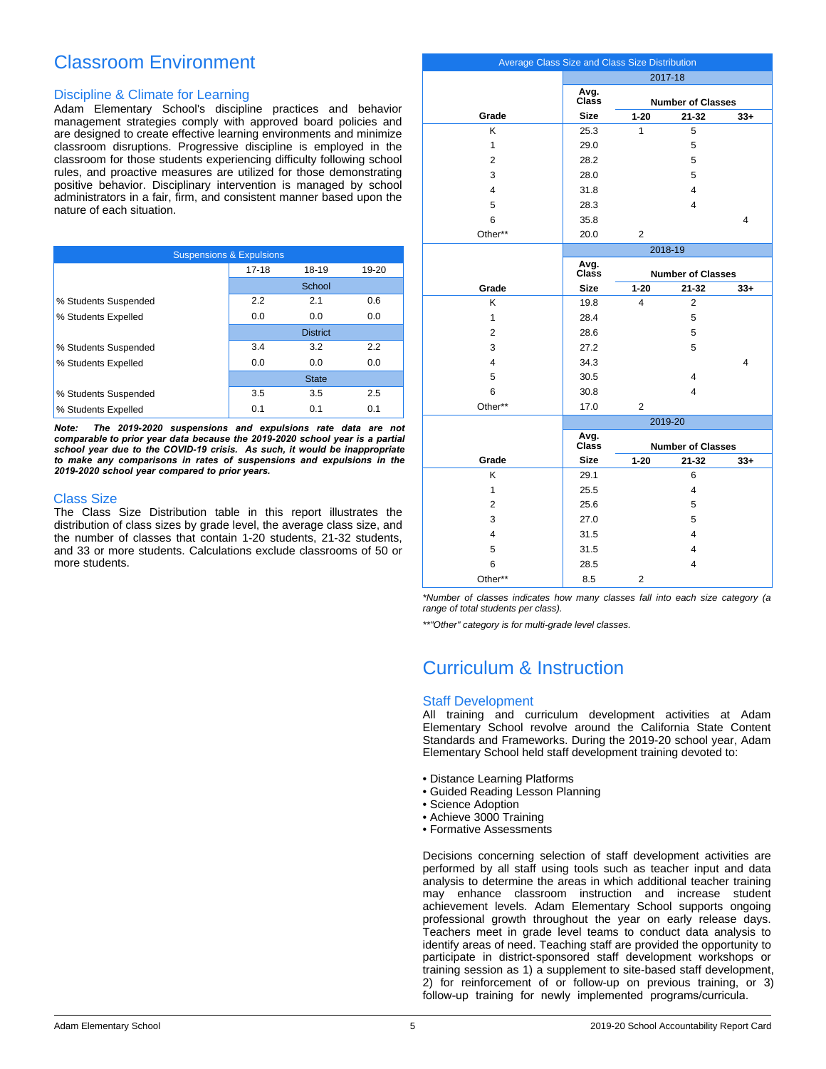# Classroom Environment

## Discipline & Climate for Learning

Adam Elementary School's discipline practices and behavior management strategies comply with approved board policies and are designed to create effective learning environments and minimize classroom disruptions. Progressive discipline is employed in the classroom for those students experiencing difficulty following school rules, and proactive measures are utilized for those demonstrating positive behavior. Disciplinary intervention is managed by school administrators in a fair, firm, and consistent manner based upon the nature of each situation.

| Suspensions & Expulsions | | | |
|---|---|---|---|
| | 17-18 | 18-19 | 19-20 |
| | School | | |
| % Students Suspended | 2.2 | 2.1 | 0.6 |
| % Students Expelled | 0.0 | 0.0 | 0.0 |
| | District | | |
| % Students Suspended | 3.4 | 3.2 | 2.2 |
| % Students Expelled | 0.0 | 0.0 | 0.0 |
| | State | | |
| % Students Suspended | 3.5 | 3.5 | 2.5 |
| % Students Expelled | 0.1 | 0.1 | 0.1 |

***Note: The 2019-2020 suspensions and expulsions rate data are not comparable to prior year data because the 2019-2020 school year is a partial school year due to the COVID-19 crisis. As such, it would be inappropriate to make any comparisons in rates of suspensions and expulsions in the 2019-2020 school year compared to prior years.***

## Class Size

The Class Size Distribution table in this report illustrates the distribution of class sizes by grade level, the average class size, and the number of classes that contain 1-20 students, 21-32 students, and 33 or more students. Calculations exclude classrooms of 50 or more students.

| Average Class Size and Class Size Distribution | | | | |
|---|---|---|---|---|
| | 2017-18 | | | |
| Grade | Avg. Class Size | Number of Classes 1-20 | 21-32 | 33+ |
| K | 25.3 | 1 | 5 | |
| 1 | 29.0 | | 5 | |
| 2 | 28.2 | | 5 | |
| 3 | 28.0 | | 5 | |
| 4 | 31.8 | | 4 | |
| 5 | 28.3 | | 4 | |
| 6 | 35.8 | | | 4 |
| Other** | 20.0 | 2 | | |
| | 2018-19 | | | |
| Grade | Avg. Class Size | Number of Classes 1-20 | 21-32 | 33+ |
| K | 19.8 | 4 | 2 | |
| 1 | 28.4 | | 5 | |
| 2 | 28.6 | | 5 | |
| 3 | 27.2 | | 5 | |
| 4 | 34.3 | | | 4 |
| 5 | 30.5 | | 4 | |
| 6 | 30.8 | | 4 | |
| Other** | 17.0 | 2 | | |
| | 2019-20 | | | |
| Grade | Avg. Class Size | Number of Classes 1-20 | 21-32 | 33+ |
| K | 29.1 | | 6 | |
| 1 | 25.5 | | 4 | |
| 2 | 25.6 | | 5 | |
| 3 | 27.0 | | 5 | |
| 4 | 31.5 | | 4 | |
| 5 | 31.5 | | 4 | |
| 6 | 28.5 | | 4 | |
| Other** | 8.5 | 2 | | |

*\*Number of classes indicates how many classes fall into each size category (a range of total students per class).*

*\*\*"Other" category is for multi-grade level classes.*

# Curriculum & Instruction

## Staff Development

All training and curriculum development activities at Adam Elementary School revolve around the California State Content Standards and Frameworks. During the 2019-20 school year, Adam Elementary School held staff development training devoted to:

- Distance Learning Platforms
- Guided Reading Lesson Planning
- Science Adoption
- Achieve 3000 Training
- Formative Assessments

Decisions concerning selection of staff development activities are performed by all staff using tools such as teacher input and data analysis to determine the areas in which additional teacher training may enhance classroom instruction and increase student achievement levels. Adam Elementary School supports ongoing professional growth throughout the year on early release days. Teachers meet in grade level teams to conduct data analysis to identify areas of need. Teaching staff are provided the opportunity to participate in district-sponsored staff development workshops or training session as 1) a supplement to site-based staff development, 2) for reinforcement of or follow-up on previous training, or 3) follow-up training for newly implemented programs/curricula.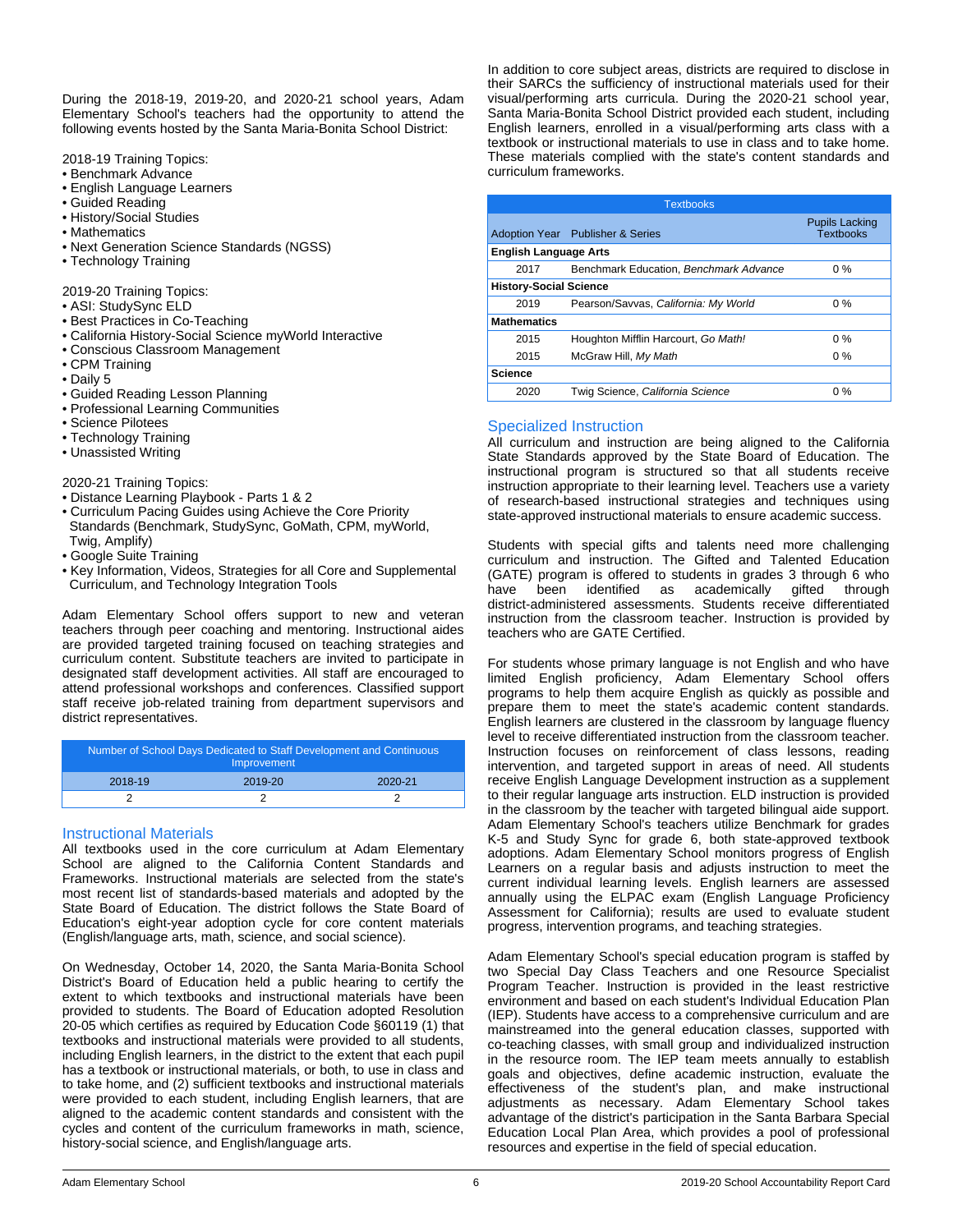During the 2018-19, 2019-20, and 2020-21 school years, Adam Elementary School's teachers had the opportunity to attend the following events hosted by the Santa Maria-Bonita School District:

2018-19 Training Topics:
- Benchmark Advance
- English Language Learners
- Guided Reading
- History/Social Studies
- Mathematics
- Next Generation Science Standards (NGSS)
- Technology Training

2019-20 Training Topics:
- ASI: StudySync ELD
- Best Practices in Co-Teaching
- California History-Social Science myWorld Interactive
- Conscious Classroom Management
- CPM Training
- Daily 5
- Guided Reading Lesson Planning
- Professional Learning Communities
- Science Pilotees
- Technology Training
- Unassisted Writing

2020-21 Training Topics:
- Distance Learning Playbook - Parts 1 & 2
- Curriculum Pacing Guides using Achieve the Core Priority Standards (Benchmark, StudySync, GoMath, CPM, myWorld, Twig, Amplify)
- Google Suite Training
- Key Information, Videos, Strategies for all Core and Supplemental Curriculum, and Technology Integration Tools

Adam Elementary School offers support to new and veteran teachers through peer coaching and mentoring. Instructional aides are provided targeted training focused on teaching strategies and curriculum content. Substitute teachers are invited to participate in designated staff development activities. All staff are encouraged to attend professional workshops and conferences. Classified support staff receive job-related training from department supervisors and district representatives.

| Number of School Days Dedicated to Staff Development and Continuous Improvement | | |
|---|---|---|
| 2018-19 | 2019-20 | 2020-21 |
| 2 | 2 | 2 |

## Instructional Materials

All textbooks used in the core curriculum at Adam Elementary School are aligned to the California Content Standards and Frameworks. Instructional materials are selected from the state's most recent list of standards-based materials and adopted by the State Board of Education. The district follows the State Board of Education's eight-year adoption cycle for core content materials (English/language arts, math, science, and social science).

On Wednesday, October 14, 2020, the Santa Maria-Bonita School District's Board of Education held a public hearing to certify the extent to which textbooks and instructional materials have been provided to students. The Board of Education adopted Resolution 20-05 which certifies as required by Education Code §60119 (1) that textbooks and instructional materials were provided to all students, including English learners, in the district to the extent that each pupil has a textbook or instructional materials, or both, to use in class and to take home, and (2) sufficient textbooks and instructional materials were provided to each student, including English learners, that are aligned to the academic content standards and consistent with the cycles and content of the curriculum frameworks in math, science, history-social science, and English/language arts.

In addition to core subject areas, districts are required to disclose in their SARCs the sufficiency of instructional materials used for their visual/performing arts curricula. During the 2020-21 school year, Santa Maria-Bonita School District provided each student, including English learners, enrolled in a visual/performing arts class with a textbook or instructional materials to use in class and to take home. These materials complied with the state's content standards and curriculum frameworks.

| Textbooks | | |
|---|---|---|
| Adoption Year | Publisher & Series | Pupils Lacking Textbooks |
| **English Language Arts** | | |
| 2017 | Benchmark Education, *Benchmark Advance* | 0 % |
| **History-Social Science** | | |
| 2019 | Pearson/Savvas, *California: My World* | 0 % |
| **Mathematics** | | |
| 2015 | Houghton Mifflin Harcourt, *Go Math!* | 0 % |
| 2015 | McGraw Hill, *My Math* | 0 % |
| **Science** | | |
| 2020 | Twig Science, *California Science* | 0 % |

## Specialized Instruction

All curriculum and instruction are being aligned to the California State Standards approved by the State Board of Education. The instructional program is structured so that all students receive instruction appropriate to their learning level. Teachers use a variety of research-based instructional strategies and techniques using state-approved instructional materials to ensure academic success.

Students with special gifts and talents need more challenging curriculum and instruction. The Gifted and Talented Education (GATE) program is offered to students in grades 3 through 6 who have been identified as academically gifted through district-administered assessments. Students receive differentiated instruction from the classroom teacher. Instruction is provided by teachers who are GATE Certified.

For students whose primary language is not English and who have limited English proficiency, Adam Elementary School offers programs to help them acquire English as quickly as possible and prepare them to meet the state's academic content standards. English learners are clustered in the classroom by language fluency level to receive differentiated instruction from the classroom teacher. Instruction focuses on reinforcement of class lessons, reading intervention, and targeted support in areas of need. All students receive English Language Development instruction as a supplement to their regular language arts instruction. ELD instruction is provided in the classroom by the teacher with targeted bilingual aide support. Adam Elementary School's teachers utilize Benchmark for grades K-5 and Study Sync for grade 6, both state-approved textbook adoptions. Adam Elementary School monitors progress of English Learners on a regular basis and adjusts instruction to meet the current individual learning levels. English learners are assessed annually using the ELPAC exam (English Language Proficiency Assessment for California); results are used to evaluate student progress, intervention programs, and teaching strategies.

Adam Elementary School's special education program is staffed by two Special Day Class Teachers and one Resource Specialist Program Teacher. Instruction is provided in the least restrictive environment and based on each student's Individual Education Plan (IEP). Students have access to a comprehensive curriculum and are mainstreamed into the general education classes, supported with co-teaching classes, with small group and individualized instruction in the resource room. The IEP team meets annually to establish goals and objectives, define academic instruction, evaluate the effectiveness of the student's plan, and make instructional adjustments as necessary. Adam Elementary School takes advantage of the district's participation in the Santa Barbara Special Education Local Plan Area, which provides a pool of professional resources and expertise in the field of special education.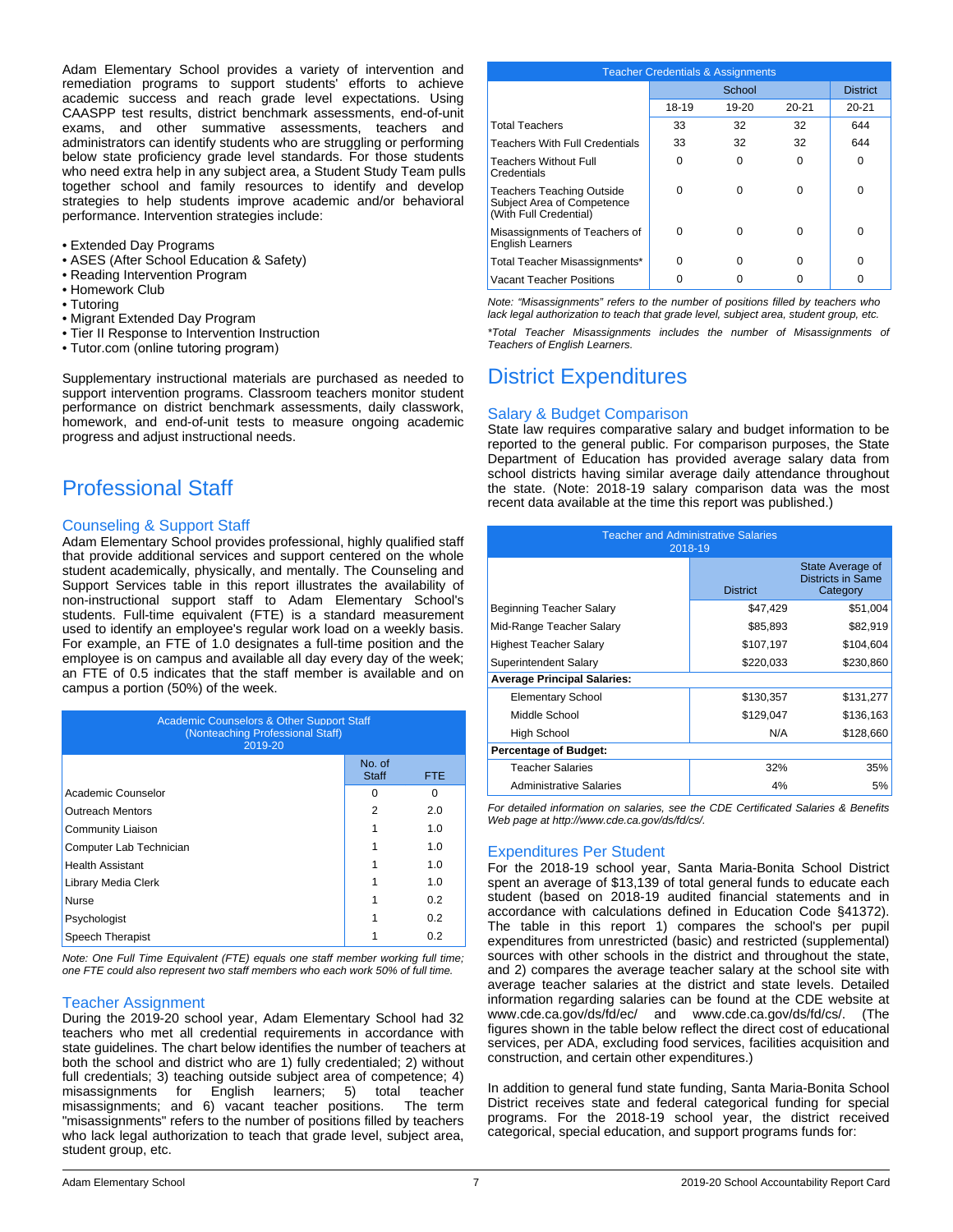Adam Elementary School provides a variety of intervention and remediation programs to support students' efforts to achieve academic success and reach grade level expectations. Using CAASPP test results, district benchmark assessments, end-of-unit exams, and other summative assessments, teachers and administrators can identify students who are struggling or performing below state proficiency grade level standards. For those students who need extra help in any subject area, a Student Study Team pulls together school and family resources to identify and develop strategies to help students improve academic and/or behavioral performance. Intervention strategies include:

- Extended Day Programs
- ASES (After School Education & Safety)
- Reading Intervention Program
- Homework Club
- Tutoring
- Migrant Extended Day Program
- Tier II Response to Intervention Instruction
- Tutor.com (online tutoring program)

Supplementary instructional materials are purchased as needed to support intervention programs. Classroom teachers monitor student performance on district benchmark assessments, daily classwork, homework, and end-of-unit tests to measure ongoing academic progress and adjust instructional needs.

# Professional Staff

## Counseling & Support Staff

Adam Elementary School provides professional, highly qualified staff that provide additional services and support centered on the whole student academically, physically, and mentally. The Counseling and Support Services table in this report illustrates the availability of non-instructional support staff to Adam Elementary School's students. Full-time equivalent (FTE) is a standard measurement used to identify an employee's regular work load on a weekly basis. For example, an FTE of 1.0 designates a full-time position and the employee is on campus and available all day every day of the week; an FTE of 0.5 indicates that the staff member is available and on campus a portion (50%) of the week.

**Academic Counselors & Other Support Staff (Nonteaching Professional Staff) 2019-20**

| | No. of Staff | FTE |
|---|---|---|
| Academic Counselor | 0 | 0 |
| Outreach Mentors | 2 | 2.0 |
| Community Liaison | 1 | 1.0 |
| Computer Lab Technician | 1 | 1.0 |
| Health Assistant | 1 | 1.0 |
| Library Media Clerk | 1 | 1.0 |
| Nurse | 1 | 0.2 |
| Psychologist | 1 | 0.2 |
| Speech Therapist | 1 | 0.2 |

*Note: One Full Time Equivalent (FTE) equals one staff member working full time; one FTE could also represent two staff members who each work 50% of full time.*

## Teacher Assignment

During the 2019-20 school year, Adam Elementary School had 32 teachers who met all credential requirements in accordance with state guidelines. The chart below identifies the number of teachers at both the school and district who are 1) fully credentialed; 2) without full credentials; 3) teaching outside subject area of competence; 4) misassignments for English learners; 5) total teacher misassignments; and 6) vacant teacher positions. The term "misassignments" refers to the number of positions filled by teachers who lack legal authorization to teach that grade level, subject area, student group, etc.

**Teacher Credentials & Assignments**

| | School | | | District |
|---|---|---|---|---|
| | 18-19 | 19-20 | 20-21 | 20-21 |
| Total Teachers | 33 | 32 | 32 | 644 |
| Teachers With Full Credentials | 33 | 32 | 32 | 644 |
| Teachers Without Full Credentials | 0 | 0 | 0 | 0 |
| Teachers Teaching Outside Subject Area of Competence (With Full Credential) | 0 | 0 | 0 | 0 |
| Misassignments of Teachers of English Learners | 0 | 0 | 0 | 0 |
| Total Teacher Misassignments* | 0 | 0 | 0 | 0 |
| Vacant Teacher Positions | 0 | 0 | 0 | 0 |

*Note: "Misassignments" refers to the number of positions filled by teachers who lack legal authorization to teach that grade level, subject area, student group, etc.*

*\*Total Teacher Misassignments includes the number of Misassignments of Teachers of English Learners.*

# District Expenditures

## Salary & Budget Comparison

State law requires comparative salary and budget information to be reported to the general public. For comparison purposes, the State Department of Education has provided average salary data from school districts having similar average daily attendance throughout the state. (Note: 2018-19 salary comparison data was the most recent data available at the time this report was published.)

**Teacher and Administrative Salaries 2018-19**

| | District | State Average of Districts in Same Category |
|---|---|---|
| Beginning Teacher Salary | $47,429 | $51,004 |
| Mid-Range Teacher Salary | $85,893 | $82,919 |
| Highest Teacher Salary | $107,197 | $104,604 |
| Superintendent Salary | $220,033 | $230,860 |
| **Average Principal Salaries:** | | |
| Elementary School | $130,357 | $131,277 |
| Middle School | $129,047 | $136,163 |
| High School | N/A | $128,660 |
| **Percentage of Budget:** | | |
| Teacher Salaries | 32% | 35% |
| Administrative Salaries | 4% | 5% |

*For detailed information on salaries, see the CDE Certificated Salaries & Benefits Web page at http://www.cde.ca.gov/ds/fd/cs/.*

## Expenditures Per Student

For the 2018-19 school year, Santa Maria-Bonita School District spent an average of $13,139 of total general funds to educate each student (based on 2018-19 audited financial statements and in accordance with calculations defined in Education Code §41372). The table in this report 1) compares the school's per pupil expenditures from unrestricted (basic) and restricted (supplemental) sources with other schools in the district and throughout the state, and 2) compares the average teacher salary at the school site with average teacher salaries at the district and state levels. Detailed information regarding salaries can be found at the CDE website at www.cde.ca.gov/ds/fd/ec/ and www.cde.ca.gov/ds/fd/cs/. (The figures shown in the table below reflect the direct cost of educational services, per ADA, excluding food services, facilities acquisition and construction, and certain other expenditures.)

In addition to general fund state funding, Santa Maria-Bonita School District receives state and federal categorical funding for special programs. For the 2018-19 school year, the district received categorical, special education, and support programs funds for: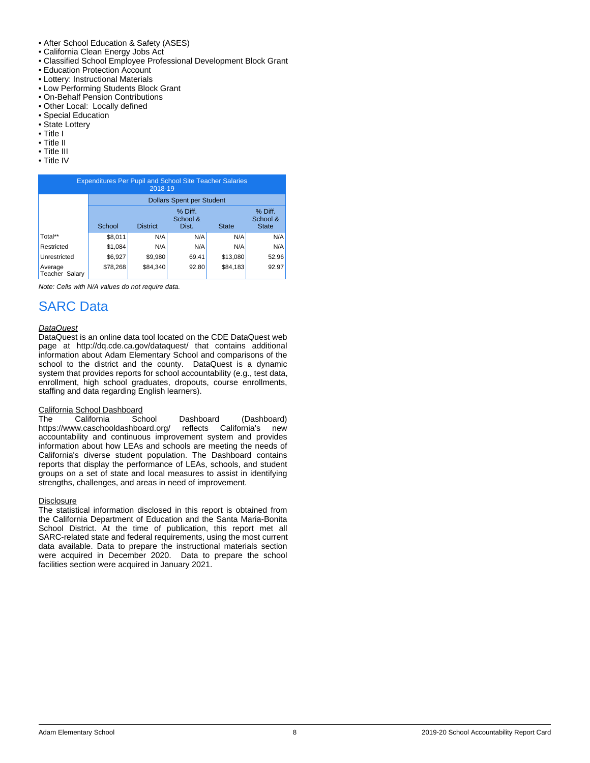- After School Education & Safety (ASES)
- California Clean Energy Jobs Act
- Classified School Employee Professional Development Block Grant
- Education Protection Account
- Lottery: Instructional Materials
- Low Performing Students Block Grant
- On-Behalf Pension Contributions
- Other Local: Locally defined
- Special Education
- State Lottery
- Title I
- Title II
- Title III
- Title IV

| Expenditures Per Pupil and School Site Teacher Salaries 2018-19 | | | | | |
|---|---|---|---|---|---|
| | Dollars Spent per Student | | | | |
| | School | District | % Diff. School & Dist. | State | % Diff. School & State |
| Total** | $8,011 | N/A | N/A | N/A | N/A |
| Restricted | $1,084 | N/A | N/A | N/A | N/A |
| Unrestricted | $6,927 | $9,980 | 69.41 | $13,080 | 52.96 |
| Average Teacher Salary | $78,268 | $84,340 | 92.80 | $84,183 | 92.97 |

*Note: Cells with N/A values do not require data.*

# SARC Data

*DataQuest*

DataQuest is an online data tool located on the CDE DataQuest web page at http://dq.cde.ca.gov/dataquest/ that contains additional information about Adam Elementary School and comparisons of the school to the district and the county. DataQuest is a dynamic system that provides reports for school accountability (e.g., test data, enrollment, high school graduates, dropouts, course enrollments, staffing and data regarding English learners).

California School Dashboard

The California School Dashboard (Dashboard) https://www.caschooldashboard.org/ reflects California's new accountability and continuous improvement system and provides information about how LEAs and schools are meeting the needs of California's diverse student population. The Dashboard contains reports that display the performance of LEAs, schools, and student groups on a set of state and local measures to assist in identifying strengths, challenges, and areas in need of improvement.

Disclosure

The statistical information disclosed in this report is obtained from the California Department of Education and the Santa Maria-Bonita School District. At the time of publication, this report met all SARC-related state and federal requirements, using the most current data available. Data to prepare the instructional materials section were acquired in December 2020. Data to prepare the school facilities section were acquired in January 2021.